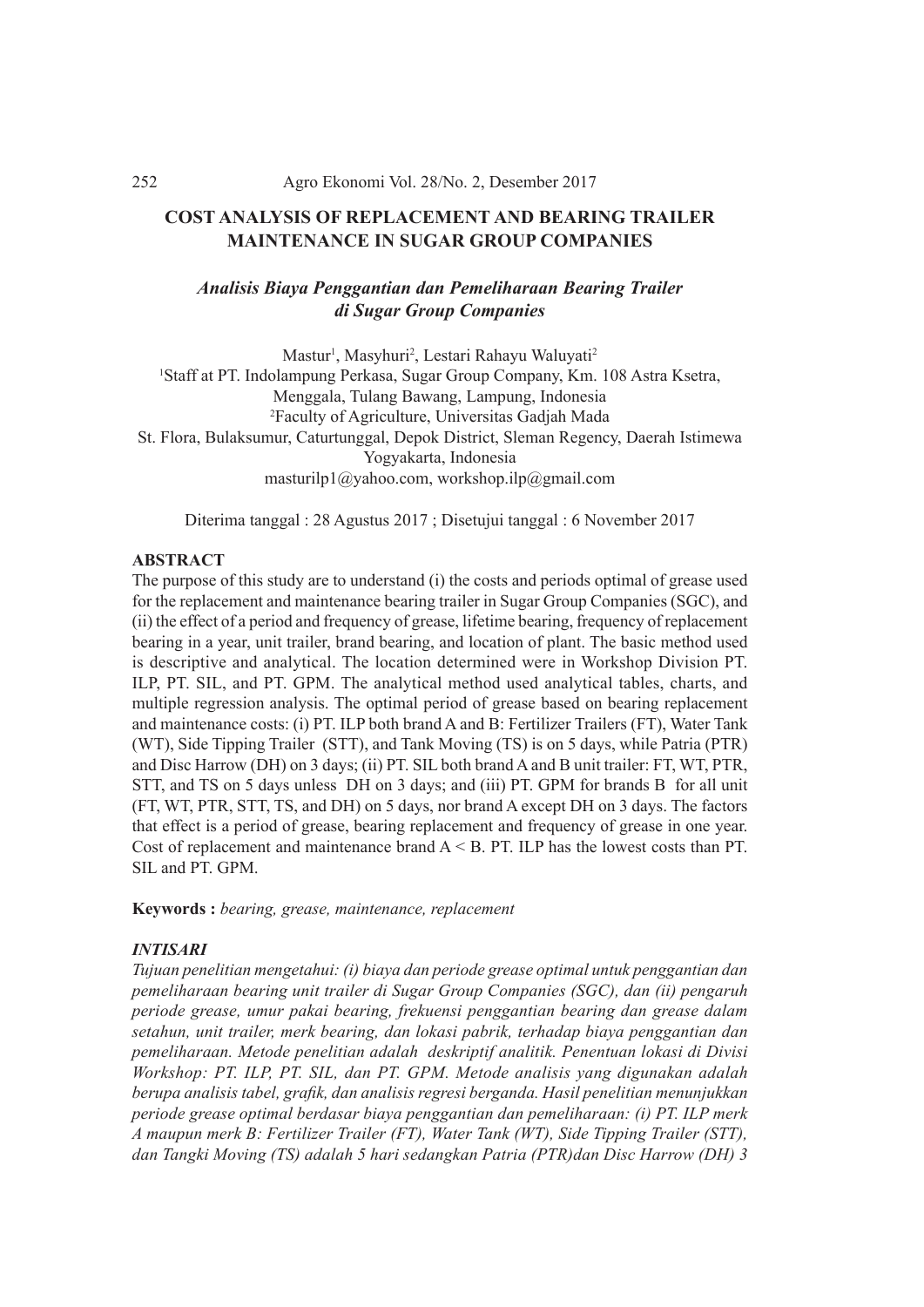# COST ANALYSIS OF REPLACEMENT AND BEARING TRAILER MAINTENANCE IN SUGAR GROUP COMPANIES

## *Analisis Biaya Penggantian dan Pemeliharaan Bearing Trailer di Sugar Group Companies*

Mastur[1], Masyhuri[2], Lestari Rahayu Waluyati[2]

[1]Staff at PT. Indolampung Perkasa, Sugar Group Company, Km. 108 Astra Ksetra, Menggala, Tulang Bawang, Lampung, Indonesia

[2]Faculty of Agriculture, Universitas Gadjah Mada

St. Flora, Bulaksumur, Caturtunggal, Depok District, Sleman Regency, Daerah Istimewa Yogyakarta, Indonesia

masturilp1@yahoo.com, workshop.ilp@gmail.com

Diterima tanggal : 28 Agustus 2017 ; Disetujui tanggal : 6 November 2017

**ABSTRACT**

The purpose of this study are to understand (i) the costs and periods optimal of grease used for the replacement and maintenance bearing trailer in Sugar Group Companies (SGC), and (ii) the effect of a period and frequency of grease, lifetime bearing, frequency of replacement bearing in a year, unit trailer, brand bearing, and location of plant. The basic method used is descriptive and analytical. The location determined were in Workshop Division PT. ILP, PT. SIL, and PT. GPM. The analytical method used analytical tables, charts, and multiple regression analysis. The optimal period of grease based on bearing replacement and maintenance costs: (i) PT. ILP both brand A and B: Fertilizer Trailers (FT), Water Tank (WT), Side Tipping Trailer (STT), and Tank Moving (TS) is on 5 days, while Patria (PTR) and Disc Harrow (DH) on 3 days; (ii) PT. SIL both brand A and B unit trailer: FT, WT, PTR, STT, and TS on 5 days unless DH on 3 days; and (iii) PT. GPM for brands B for all unit (FT, WT, PTR, STT, TS, and DH) on 5 days, nor brand A except DH on 3 days. The factors that effect is a period of grease, bearing replacement and frequency of grease in one year. Cost of replacement and maintenance brand A < B. PT. ILP has the lowest costs than PT. SIL and PT. GPM.

**Keywords :** *bearing, grease, maintenance, replacement*

***INTISARI***

*Tujuan penelitian mengetahui: (i) biaya dan periode grease optimal untuk penggantian dan pemeliharaan bearing unit trailer di Sugar Group Companies (SGC), dan (ii) pengaruh periode grease, umur pakai bearing, frekuensi penggantian bearing dan grease dalam setahun, unit trailer, merk bearing, dan lokasi pabrik, terhadap biaya penggantian dan pemeliharaan. Metode penelitian adalah deskriptif analitik. Penentuan lokasi di Divisi Workshop: PT. ILP, PT. SIL, dan PT. GPM. Metode analisis yang digunakan adalah berupa analisis tabel, grafik, dan analisis regresi berganda. Hasil penelitian menunjukkan periode grease optimal berdasar biaya penggantian dan pemeliharaan: (i) PT. ILP merk A maupun merk B: Fertilizer Trailer (FT), Water Tank (WT), Side Tipping Trailer (STT), dan Tangki Moving (TS) adalah 5 hari sedangkan Patria (PTR)dan Disc Harrow (DH) 3*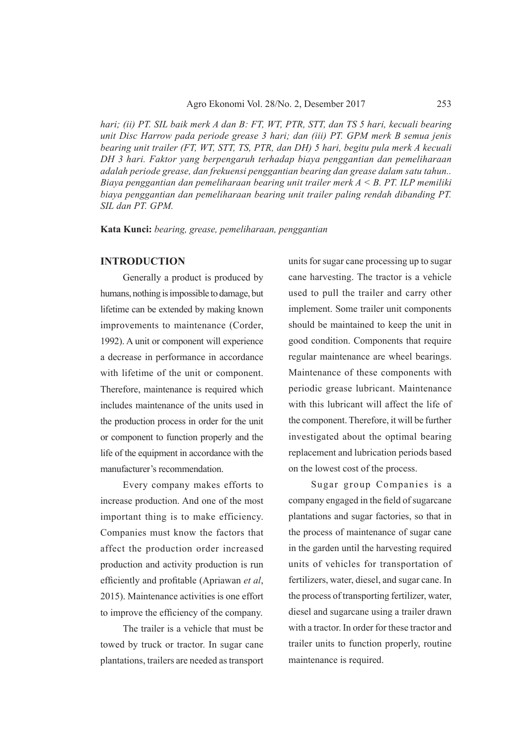*hari; (ii) PT. SIL baik merk A dan B: FT, WT, PTR, STT, dan TS 5 hari, kecuali bearing unit Disc Harrow pada periode grease 3 hari; dan (iii) PT. GPM merk B semua jenis bearing unit trailer (FT, WT, STT, TS, PTR, dan DH) 5 hari, begitu pula merk A kecuali DH 3 hari. Faktor yang berpengaruh terhadap biaya penggantian dan pemeliharaan adalah periode grease, dan frekuensi penggantian bearing dan grease dalam satu tahun.. Biaya penggantian dan pemeliharaan bearing unit trailer merk A < B. PT. ILP memiliki biaya penggantian dan pemeliharaan bearing unit trailer paling rendah dibanding PT. SIL dan PT. GPM.*

**Kata Kunci:** *bearing, grease, pemeliharaan, penggantian*

## INTRODUCTION

Generally a product is produced by humans, nothing is impossible to damage, but lifetime can be extended by making known improvements to maintenance (Corder, 1992). A unit or component will experience a decrease in performance in accordance with lifetime of the unit or component. Therefore, maintenance is required which includes maintenance of the units used in the production process in order for the unit or component to function properly and the life of the equipment in accordance with the manufacturer's recommendation.

Every company makes efforts to increase production. And one of the most important thing is to make efficiency. Companies must know the factors that affect the production order increased production and activity production is run efficiently and profitable (Apriawan *et al*, 2015). Maintenance activities is one effort to improve the efficiency of the company.

The trailer is a vehicle that must be towed by truck or tractor. In sugar cane plantations, trailers are needed as transport units for sugar cane processing up to sugar cane harvesting. The tractor is a vehicle used to pull the trailer and carry other implement. Some trailer unit components should be maintained to keep the unit in good condition. Components that require regular maintenance are wheel bearings. Maintenance of these components with periodic grease lubricant. Maintenance with this lubricant will affect the life of the component. Therefore, it will be further investigated about the optimal bearing replacement and lubrication periods based on the lowest cost of the process.

Sugar group Companies is a company engaged in the field of sugarcane plantations and sugar factories, so that in the process of maintenance of sugar cane in the garden until the harvesting required units of vehicles for transportation of fertilizers, water, diesel, and sugar cane. In the process of transporting fertilizer, water, diesel and sugarcane using a trailer drawn with a tractor. In order for these tractor and trailer units to function properly, routine maintenance is required.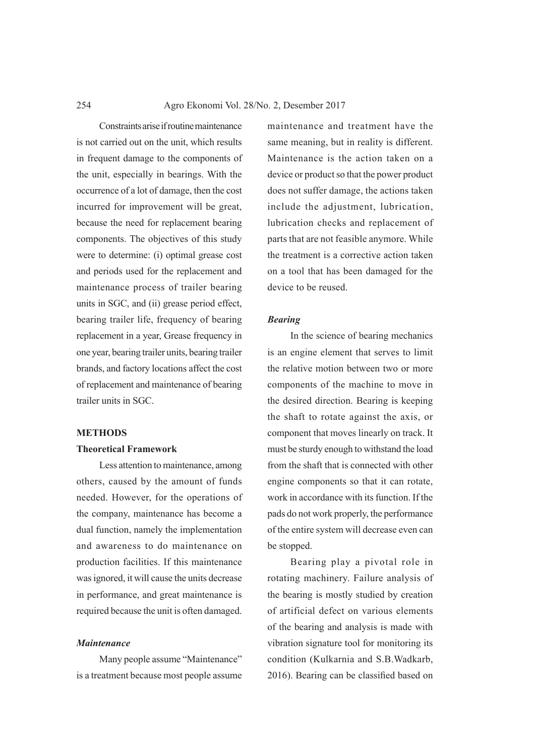Constraints arise if routine maintenance is not carried out on the unit, which results in frequent damage to the components of the unit, especially in bearings. With the occurrence of a lot of damage, then the cost incurred for improvement will be great, because the need for replacement bearing components. The objectives of this study were to determine: (i) optimal grease cost and periods used for the replacement and maintenance process of trailer bearing units in SGC, and (ii) grease period effect, bearing trailer life, frequency of bearing replacement in a year, Grease frequency in one year, bearing trailer units, bearing trailer brands, and factory locations affect the cost of replacement and maintenance of bearing trailer units in SGC.

## METHODS

### Theoretical Framework

Less attention to maintenance, among others, caused by the amount of funds needed. However, for the operations of the company, maintenance has become a dual function, namely the implementation and awareness to do maintenance on production facilities. If this maintenance was ignored, it will cause the units decrease in performance, and great maintenance is required because the unit is often damaged.

#### *Maintenance*

Many people assume "Maintenance" is a treatment because most people assume maintenance and treatment have the same meaning, but in reality is different. Maintenance is the action taken on a device or product so that the power product does not suffer damage, the actions taken include the adjustment, lubrication, lubrication checks and replacement of parts that are not feasible anymore. While the treatment is a corrective action taken on a tool that has been damaged for the device to be reused.

#### *Bearing*

In the science of bearing mechanics is an engine element that serves to limit the relative motion between two or more components of the machine to move in the desired direction. Bearing is keeping the shaft to rotate against the axis, or component that moves linearly on track. It must be sturdy enough to withstand the load from the shaft that is connected with other engine components so that it can rotate, work in accordance with its function. If the pads do not work properly, the performance of the entire system will decrease even can be stopped.

Bearing play a pivotal role in rotating machinery. Failure analysis of the bearing is mostly studied by creation of artificial defect on various elements of the bearing and analysis is made with vibration signature tool for monitoring its condition (Kulkarnia and S.B.Wadkarb, 2016). Bearing can be classified based on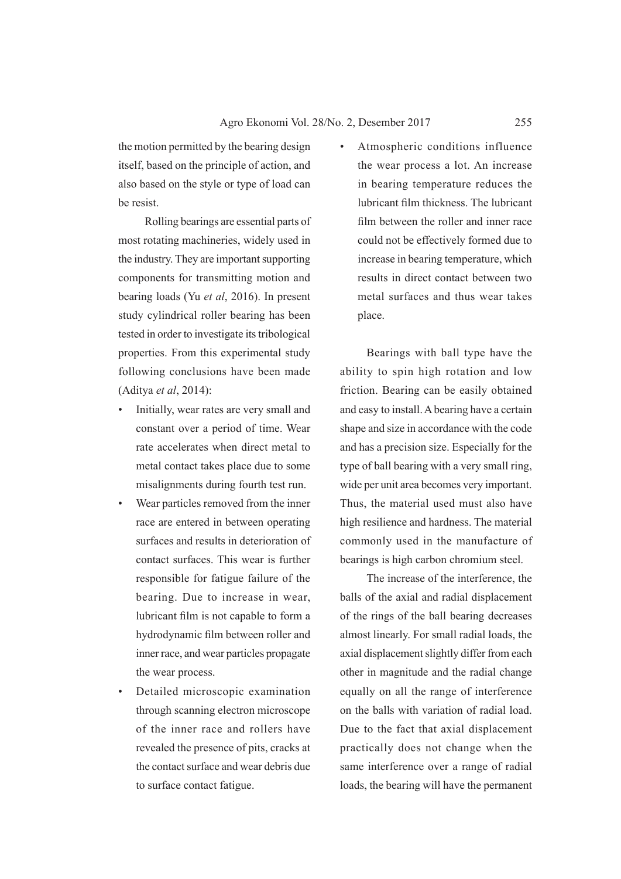the motion permitted by the bearing design itself, based on the principle of action, and also based on the style or type of load can be resist.

Rolling bearings are essential parts of most rotating machineries, widely used in the industry. They are important supporting components for transmitting motion and bearing loads (Yu *et al*, 2016). In present study cylindrical roller bearing has been tested in order to investigate its tribological properties. From this experimental study following conclusions have been made (Aditya *et al*, 2014):

- Initially, wear rates are very small and constant over a period of time. Wear rate accelerates when direct metal to metal contact takes place due to some misalignments during fourth test run.
- Wear particles removed from the inner race are entered in between operating surfaces and results in deterioration of contact surfaces. This wear is further responsible for fatigue failure of the bearing. Due to increase in wear, lubricant film is not capable to form a hydrodynamic film between roller and inner race, and wear particles propagate the wear process.
- Detailed microscopic examination through scanning electron microscope of the inner race and rollers have revealed the presence of pits, cracks at the contact surface and wear debris due to surface contact fatigue.
- Atmospheric conditions influence the wear process a lot. An increase in bearing temperature reduces the lubricant film thickness. The lubricant film between the roller and inner race could not be effectively formed due to increase in bearing temperature, which results in direct contact between two metal surfaces and thus wear takes place.

Bearings with ball type have the ability to spin high rotation and low friction. Bearing can be easily obtained and easy to install. A bearing have a certain shape and size in accordance with the code and has a precision size. Especially for the type of ball bearing with a very small ring, wide per unit area becomes very important. Thus, the material used must also have high resilience and hardness. The material commonly used in the manufacture of bearings is high carbon chromium steel.

The increase of the interference, the balls of the axial and radial displacement of the rings of the ball bearing decreases almost linearly. For small radial loads, the axial displacement slightly differ from each other in magnitude and the radial change equally on all the range of interference on the balls with variation of radial load. Due to the fact that axial displacement practically does not change when the same interference over a range of radial loads, the bearing will have the permanent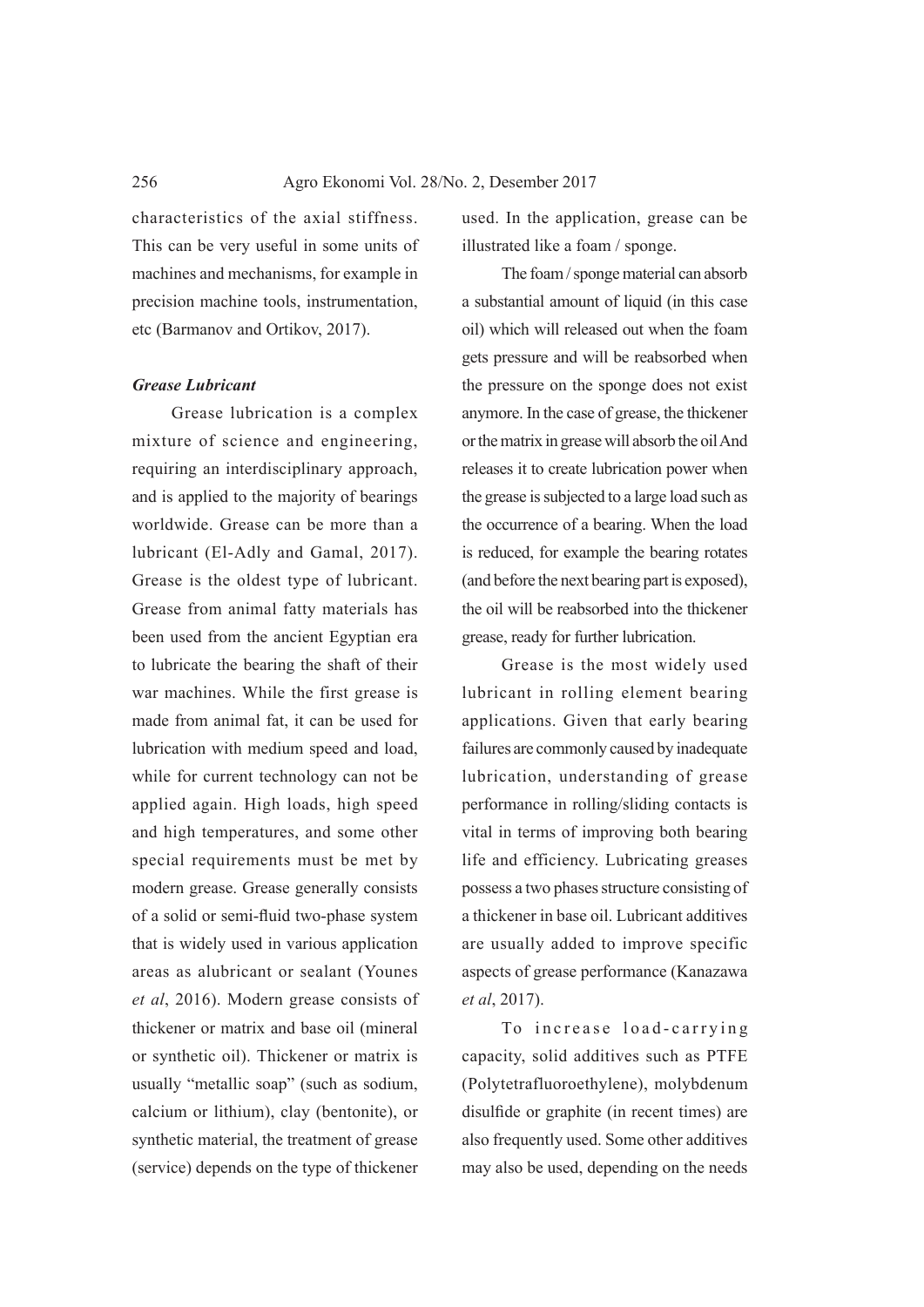characteristics of the axial stiffness. This can be very useful in some units of machines and mechanisms, for example in precision machine tools, instrumentation, etc (Barmanov and Ortikov, 2017).

### *Grease Lubricant*

Grease lubrication is a complex mixture of science and engineering, requiring an interdisciplinary approach, and is applied to the majority of bearings worldwide. Grease can be more than a lubricant (El-Adly and Gamal, 2017). Grease is the oldest type of lubricant. Grease from animal fatty materials has been used from the ancient Egyptian era to lubricate the bearing the shaft of their war machines. While the first grease is made from animal fat, it can be used for lubrication with medium speed and load, while for current technology can not be applied again. High loads, high speed and high temperatures, and some other special requirements must be met by modern grease. Grease generally consists of a solid or semi-fluid two-phase system that is widely used in various application areas as alubricant or sealant (Younes *et al*, 2016). Modern grease consists of thickener or matrix and base oil (mineral or synthetic oil). Thickener or matrix is usually "metallic soap" (such as sodium, calcium or lithium), clay (bentonite), or synthetic material, the treatment of grease (service) depends on the type of thickener used. In the application, grease can be illustrated like a foam / sponge.

The foam / sponge material can absorb a substantial amount of liquid (in this case oil) which will released out when the foam gets pressure and will be reabsorbed when the pressure on the sponge does not exist anymore. In the case of grease, the thickener or the matrix in grease will absorb the oil And releases it to create lubrication power when the grease is subjected to a large load such as the occurrence of a bearing. When the load is reduced, for example the bearing rotates (and before the next bearing part is exposed), the oil will be reabsorbed into the thickener grease, ready for further lubrication.

Grease is the most widely used lubricant in rolling element bearing applications. Given that early bearing failures are commonly caused by inadequate lubrication, understanding of grease performance in rolling/sliding contacts is vital in terms of improving both bearing life and efficiency. Lubricating greases possess a two phases structure consisting of a thickener in base oil. Lubricant additives are usually added to improve specific aspects of grease performance (Kanazawa *et al*, 2017).

To increase load-carrying capacity, solid additives such as PTFE (Polytetrafluoroethylene), molybdenum disulfide or graphite (in recent times) are also frequently used. Some other additives may also be used, depending on the needs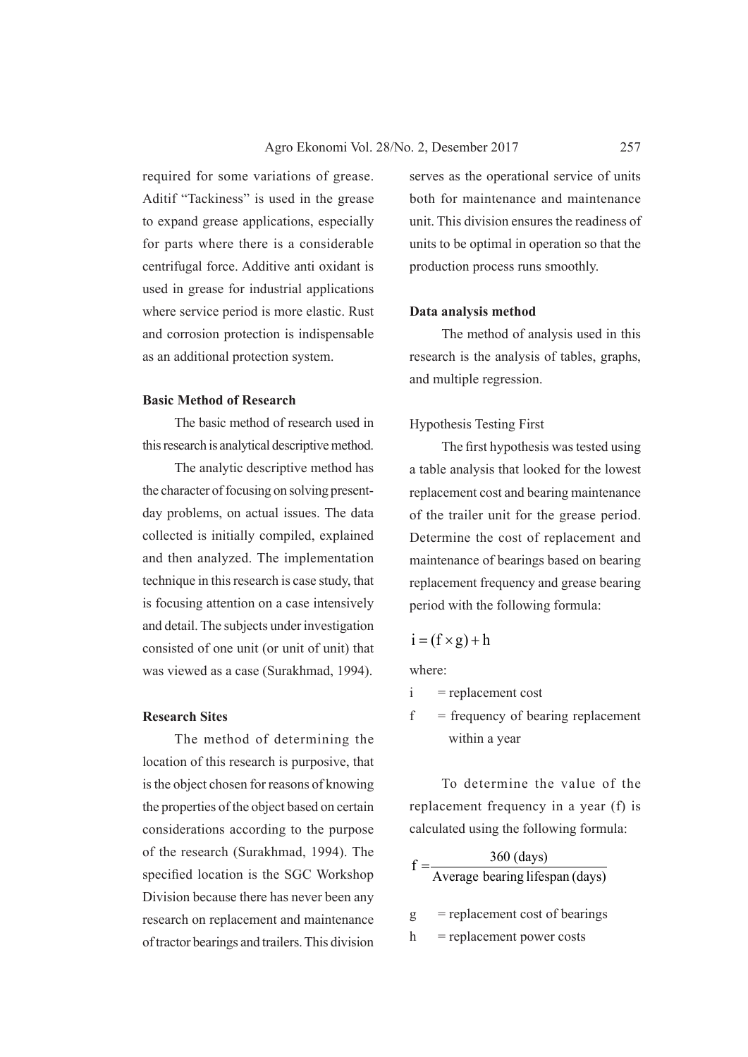required for some variations of grease. Aditif "Tackiness" is used in the grease to expand grease applications, especially for parts where there is a considerable centrifugal force. Additive anti oxidant is used in grease for industrial applications where service period is more elastic. Rust and corrosion protection is indispensable as an additional protection system.

### Basic Method of Research

The basic method of research used in this research is analytical descriptive method.

The analytic descriptive method has the character of focusing on solving present-day problems, on actual issues. The data collected is initially compiled, explained and then analyzed. The implementation technique in this research is case study, that is focusing attention on a case intensively and detail. The subjects under investigation consisted of one unit (or unit of unit) that was viewed as a case (Surakhmad, 1994).

### Research Sites

The method of determining the location of this research is purposive, that is the object chosen for reasons of knowing the properties of the object based on certain considerations according to the purpose of the research (Surakhmad, 1994). The specified location is the SGC Workshop Division because there has never been any research on replacement and maintenance of tractor bearings and trailers. This division serves as the operational service of units both for maintenance and maintenance unit. This division ensures the readiness of units to be optimal in operation so that the production process runs smoothly.

### Data analysis method

The method of analysis used in this research is the analysis of tables, graphs, and multiple regression.

Hypothesis Testing First

The first hypothesis was tested using a table analysis that looked for the lowest replacement cost and bearing maintenance of the trailer unit for the grease period. Determine the cost of replacement and maintenance of bearings based on bearing replacement frequency and grease bearing period with the following formula:

$$i = (f \times g) + h$$

where:

i = replacement cost

f = frequency of bearing replacement within a year

To determine the value of the replacement frequency in a year (f) is calculated using the following formula:

$$f = \frac{360 \text{ (days)}}{\text{Average bearing lifespan (days)}}$$

g = replacement cost of bearings

h = replacement power costs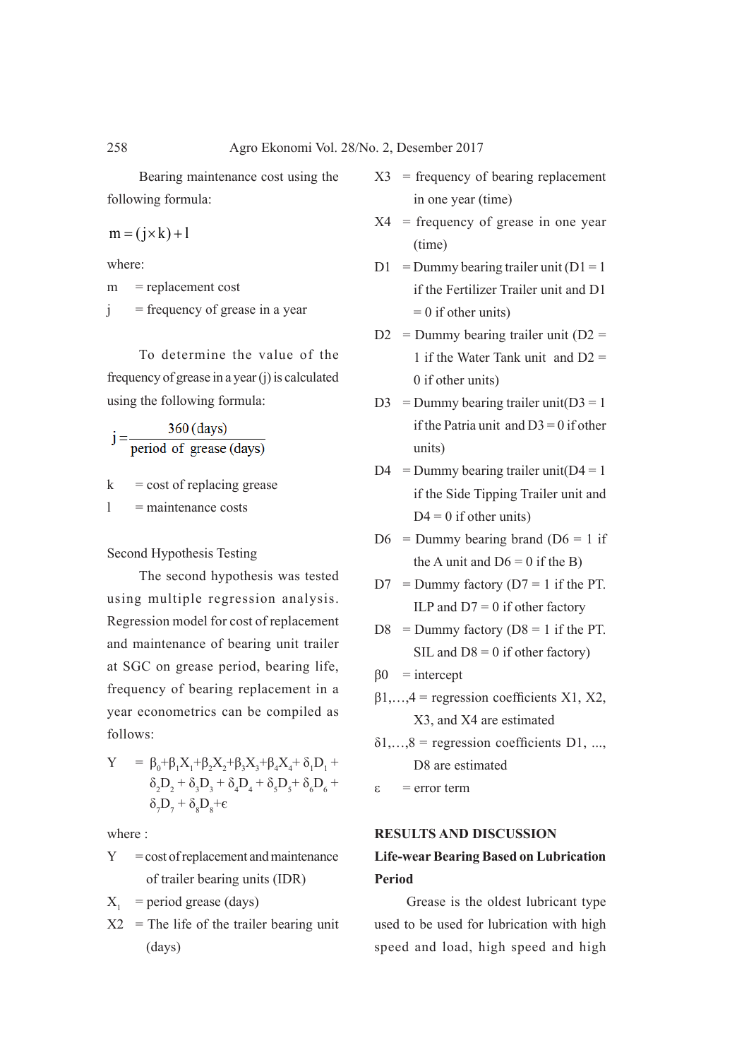Bearing maintenance cost using the following formula:

$$m = (j \times k) + l$$

where:

m = replacement cost

j = frequency of grease in a year

To determine the value of the frequency of grease in a year (j) is calculated using the following formula:

$$j = \frac{360\,(\text{days})}{\text{period of grease (days)}}$$

k = cost of replacing grease

l = maintenance costs

Second Hypothesis Testing

The second hypothesis was tested using multiple regression analysis. Regression model for cost of replacement and maintenance of bearing unit trailer at SGC on grease period, bearing life, frequency of bearing replacement in a year econometrics can be compiled as follows:

$$Y = \beta_0+\beta_1X_1+\beta_2X_2+\beta_3X_3+\beta_4X_4+ \delta_1D_1 + \delta_2D_2 + \delta_3D_3 + \delta_4D_4 + \delta_5D_5+ \delta_6D_6 + \delta_7D_7 + \delta_8D_8+\epsilon$$

where :

Y = cost of replacement and maintenance of trailer bearing units (IDR)

$X_1$ = period grease (days)

X2 = The life of the trailer bearing unit (days)

X3 = frequency of bearing replacement in one year (time)

X4 = frequency of grease in one year (time)

D1 = Dummy bearing trailer unit (D1 = 1 if the Fertilizer Trailer unit and D1 = 0 if other units)

D2 = Dummy bearing trailer unit (D2 = 1 if the Water Tank unit and D2 = 0 if other units)

D3 = Dummy bearing trailer unit(D3 = 1 if the Patria unit and D3 = 0 if other units)

D4 = Dummy bearing trailer unit(D4 = 1 if the Side Tipping Trailer unit and D4 = 0 if other units)

D6 = Dummy bearing brand (D6 = 1 if the A unit and D6 = 0 if the B)

D7 = Dummy factory (D7 = 1 if the PT. ILP and D7 = 0 if other factory

D8 = Dummy factory (D8 = 1 if the PT. SIL and D8 = 0 if other factory)

β0 = intercept

β1,…,4 = regression coefficients X1, X2, X3, and X4 are estimated

δ1,…,8 = regression coefficients D1, ..., D8 are estimated

ε = error term

## RESULTS AND DISCUSSION

### Life-wear Bearing Based on Lubrication Period

Grease is the oldest lubricant type used to be used for lubrication with high speed and load, high speed and high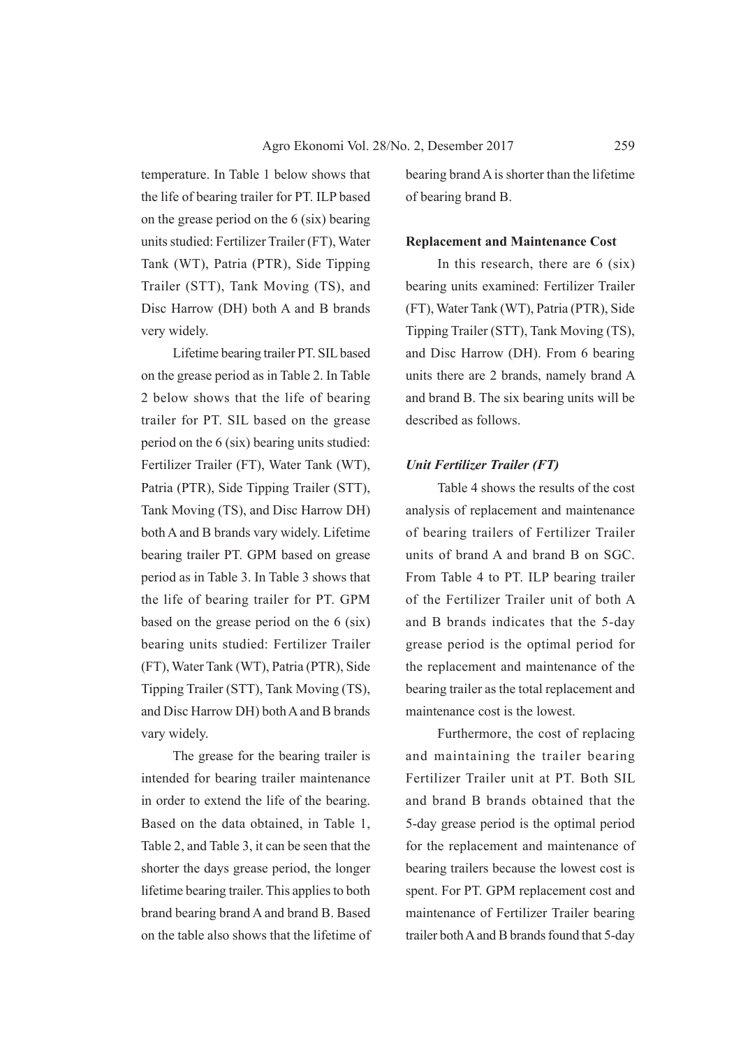temperature. In Table 1 below shows that the life of bearing trailer for PT. ILP based on the grease period on the 6 (six) bearing units studied: Fertilizer Trailer (FT), Water Tank (WT), Patria (PTR), Side Tipping Trailer (STT), Tank Moving (TS), and Disc Harrow (DH) both A and B brands very widely.

Lifetime bearing trailer PT. SIL based on the grease period as in Table 2. In Table 2 below shows that the life of bearing trailer for PT. SIL based on the grease period on the 6 (six) bearing units studied: Fertilizer Trailer (FT), Water Tank (WT), Patria (PTR), Side Tipping Trailer (STT), Tank Moving (TS), and Disc Harrow DH) both A and B brands vary widely. Lifetime bearing trailer PT. GPM based on grease period as in Table 3. In Table 3 shows that the life of bearing trailer for PT. GPM based on the grease period on the 6 (six) bearing units studied: Fertilizer Trailer (FT), Water Tank (WT), Patria (PTR), Side Tipping Trailer (STT), Tank Moving (TS), and Disc Harrow DH) both A and B brands vary widely.

The grease for the bearing trailer is intended for bearing trailer maintenance in order to extend the life of the bearing. Based on the data obtained, in Table 1, Table 2, and Table 3, it can be seen that the shorter the days grease period, the longer lifetime bearing trailer. This applies to both brand bearing brand A and brand B. Based on the table also shows that the lifetime of bearing brand A is shorter than the lifetime of bearing brand B.

**Replacement and Maintenance Cost**

In this research, there are 6 (six) bearing units examined: Fertilizer Trailer (FT), Water Tank (WT), Patria (PTR), Side Tipping Trailer (STT), Tank Moving (TS), and Disc Harrow (DH). From 6 bearing units there are 2 brands, namely brand A and brand B. The six bearing units will be described as follows.

***Unit Fertilizer Trailer (FT)***

Table 4 shows the results of the cost analysis of replacement and maintenance of bearing trailers of Fertilizer Trailer units of brand A and brand B on SGC. From Table 4 to PT. ILP bearing trailer of the Fertilizer Trailer unit of both A and B brands indicates that the 5-day grease period is the optimal period for the replacement and maintenance of the bearing trailer as the total replacement and maintenance cost is the lowest.

Furthermore, the cost of replacing and maintaining the trailer bearing Fertilizer Trailer unit at PT. Both SIL and brand B brands obtained that the 5-day grease period is the optimal period for the replacement and maintenance of bearing trailers because the lowest cost is spent. For PT. GPM replacement cost and maintenance of Fertilizer Trailer bearing trailer both A and B brands found that 5-day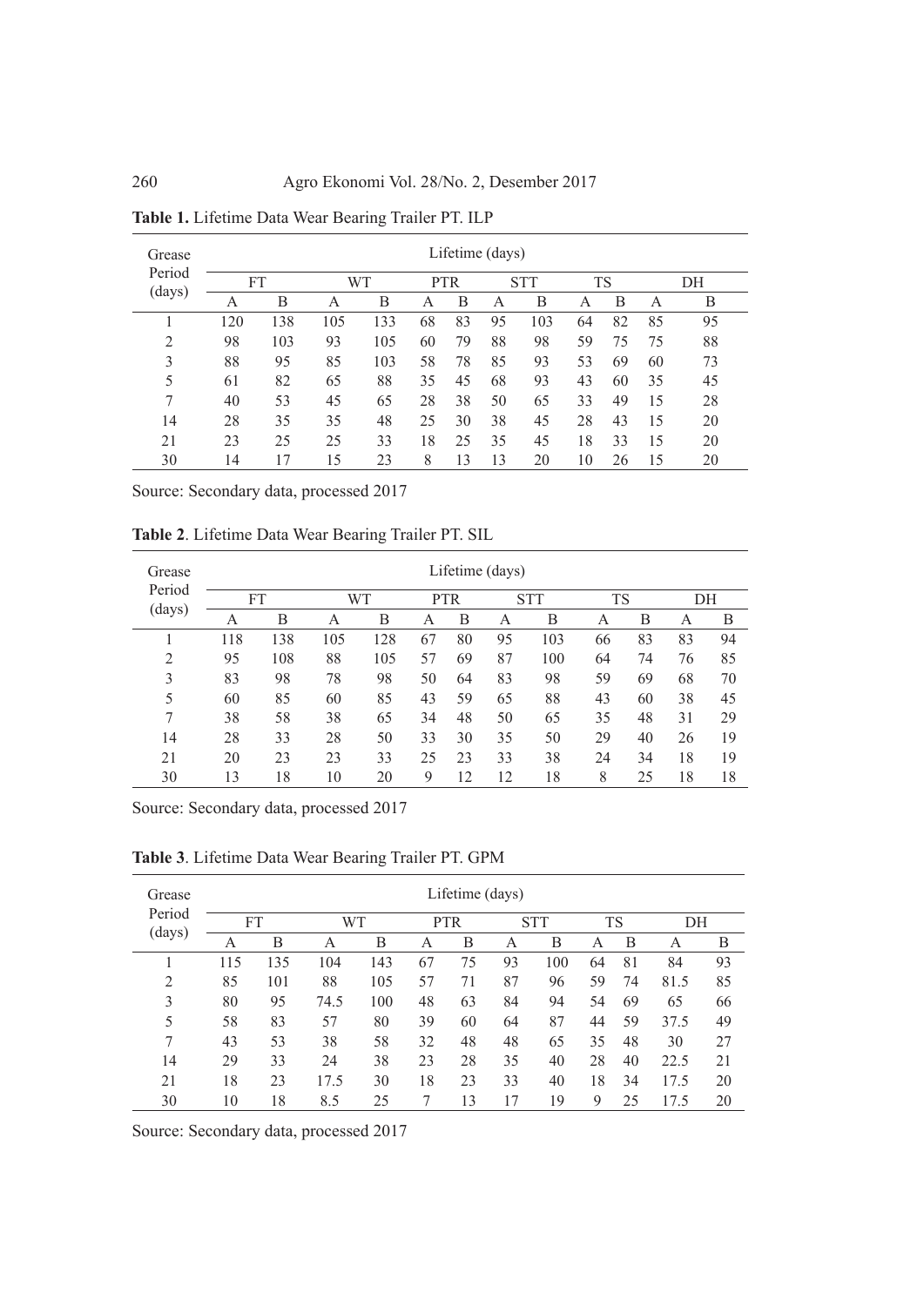**Table 1.** Lifetime Data Wear Bearing Trailer PT. ILP

| Grease Period (days) | Lifetime (days) | | | | | | | | | | | |
|---|---|---|---|---|---|---|---|---|---|---|---|---|
| | FT | | WT | | PTR | | STT | | TS | | DH | |
| | A | B | A | B | A | B | A | B | A | B | A | B |
| 1 | 120 | 138 | 105 | 133 | 68 | 83 | 95 | 103 | 64 | 82 | 85 | 95 |
| 2 | 98 | 103 | 93 | 105 | 60 | 79 | 88 | 98 | 59 | 75 | 75 | 88 |
| 3 | 88 | 95 | 85 | 103 | 58 | 78 | 85 | 93 | 53 | 69 | 60 | 73 |
| 5 | 61 | 82 | 65 | 88 | 35 | 45 | 68 | 93 | 43 | 60 | 35 | 45 |
| 7 | 40 | 53 | 45 | 65 | 28 | 38 | 50 | 65 | 33 | 49 | 15 | 28 |
| 14 | 28 | 35 | 35 | 48 | 25 | 30 | 38 | 45 | 28 | 43 | 15 | 20 |
| 21 | 23 | 25 | 25 | 33 | 18 | 25 | 35 | 45 | 18 | 33 | 15 | 20 |
| 30 | 14 | 17 | 15 | 23 | 8 | 13 | 13 | 20 | 10 | 26 | 15 | 20 |

Source: Secondary data, processed 2017

**Table 2**. Lifetime Data Wear Bearing Trailer PT. SIL

| Grease Period (days) | Lifetime (days) | | | | | | | | | | | |
|---|---|---|---|---|---|---|---|---|---|---|---|---|
| | FT | | WT | | PTR | | STT | | TS | | DH | |
| | A | B | A | B | A | B | A | B | A | B | A | B |
| 1 | 118 | 138 | 105 | 128 | 67 | 80 | 95 | 103 | 66 | 83 | 83 | 94 |
| 2 | 95 | 108 | 88 | 105 | 57 | 69 | 87 | 100 | 64 | 74 | 76 | 85 |
| 3 | 83 | 98 | 78 | 98 | 50 | 64 | 83 | 98 | 59 | 69 | 68 | 70 |
| 5 | 60 | 85 | 60 | 85 | 43 | 59 | 65 | 88 | 43 | 60 | 38 | 45 |
| 7 | 38 | 58 | 38 | 65 | 34 | 48 | 50 | 65 | 35 | 48 | 31 | 29 |
| 14 | 28 | 33 | 28 | 50 | 33 | 30 | 35 | 50 | 29 | 40 | 26 | 19 |
| 21 | 20 | 23 | 23 | 33 | 25 | 23 | 33 | 38 | 24 | 34 | 18 | 19 |
| 30 | 13 | 18 | 10 | 20 | 9 | 12 | 12 | 18 | 8 | 25 | 18 | 18 |

Source: Secondary data, processed 2017

**Table 3**. Lifetime Data Wear Bearing Trailer PT. GPM

| Grease Period (days) | Lifetime (days) | | | | | | | | | | | |
|---|---|---|---|---|---|---|---|---|---|---|---|---|
| | FT | | WT | | PTR | | STT | | TS | | DH | |
| | A | B | A | B | A | B | A | B | A | B | A | B |
| 1 | 115 | 135 | 104 | 143 | 67 | 75 | 93 | 100 | 64 | 81 | 84 | 93 |
| 2 | 85 | 101 | 88 | 105 | 57 | 71 | 87 | 96 | 59 | 74 | 81.5 | 85 |
| 3 | 80 | 95 | 74.5 | 100 | 48 | 63 | 84 | 94 | 54 | 69 | 65 | 66 |
| 5 | 58 | 83 | 57 | 80 | 39 | 60 | 64 | 87 | 44 | 59 | 37.5 | 49 |
| 7 | 43 | 53 | 38 | 58 | 32 | 48 | 48 | 65 | 35 | 48 | 30 | 27 |
| 14 | 29 | 33 | 24 | 38 | 23 | 28 | 35 | 40 | 28 | 40 | 22.5 | 21 |
| 21 | 18 | 23 | 17.5 | 30 | 18 | 23 | 33 | 40 | 18 | 34 | 17.5 | 20 |
| 30 | 10 | 18 | 8.5 | 25 | 7 | 13 | 17 | 19 | 9 | 25 | 17.5 | 20 |

Source: Secondary data, processed 2017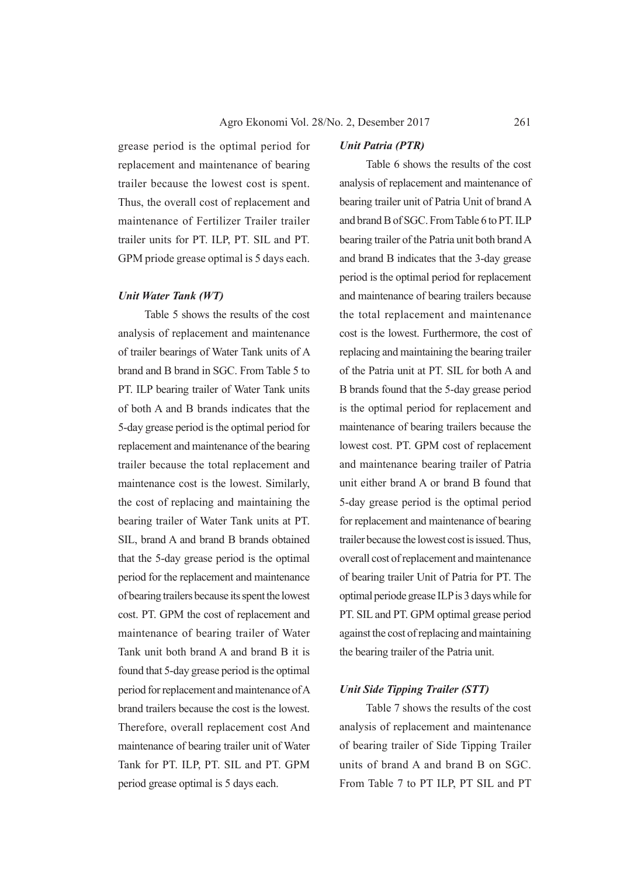grease period is the optimal period for replacement and maintenance of bearing trailer because the lowest cost is spent. Thus, the overall cost of replacement and maintenance of Fertilizer Trailer trailer trailer units for PT. ILP, PT. SIL and PT. GPM priode grease optimal is 5 days each.

### *Unit Water Tank (WT)*

Table 5 shows the results of the cost analysis of replacement and maintenance of trailer bearings of Water Tank units of A brand and B brand in SGC. From Table 5 to PT. ILP bearing trailer of Water Tank units of both A and B brands indicates that the 5-day grease period is the optimal period for replacement and maintenance of the bearing trailer because the total replacement and maintenance cost is the lowest. Similarly, the cost of replacing and maintaining the bearing trailer of Water Tank units at PT. SIL, brand A and brand B brands obtained that the 5-day grease period is the optimal period for the replacement and maintenance of bearing trailers because its spent the lowest cost. PT. GPM the cost of replacement and maintenance of bearing trailer of Water Tank unit both brand A and brand B it is found that 5-day grease period is the optimal period for replacement and maintenance of A brand trailers because the cost is the lowest. Therefore, overall replacement cost And maintenance of bearing trailer unit of Water Tank for PT. ILP, PT. SIL and PT. GPM period grease optimal is 5 days each.

### *Unit Patria (PTR)*

Table 6 shows the results of the cost analysis of replacement and maintenance of bearing trailer unit of Patria Unit of brand A and brand B of SGC. From Table 6 to PT. ILP bearing trailer of the Patria unit both brand A and brand B indicates that the 3-day grease period is the optimal period for replacement and maintenance of bearing trailers because the total replacement and maintenance cost is the lowest. Furthermore, the cost of replacing and maintaining the bearing trailer of the Patria unit at PT. SIL for both A and B brands found that the 5-day grease period is the optimal period for replacement and maintenance of bearing trailers because the lowest cost. PT. GPM cost of replacement and maintenance bearing trailer of Patria unit either brand A or brand B found that 5-day grease period is the optimal period for replacement and maintenance of bearing trailer because the lowest cost is issued. Thus, overall cost of replacement and maintenance of bearing trailer Unit of Patria for PT. The optimal periode grease ILP is 3 days while for PT. SIL and PT. GPM optimal grease period against the cost of replacing and maintaining the bearing trailer of the Patria unit.

### *Unit Side Tipping Trailer (STT)*

Table 7 shows the results of the cost analysis of replacement and maintenance of bearing trailer of Side Tipping Trailer units of brand A and brand B on SGC. From Table 7 to PT ILP, PT SIL and PT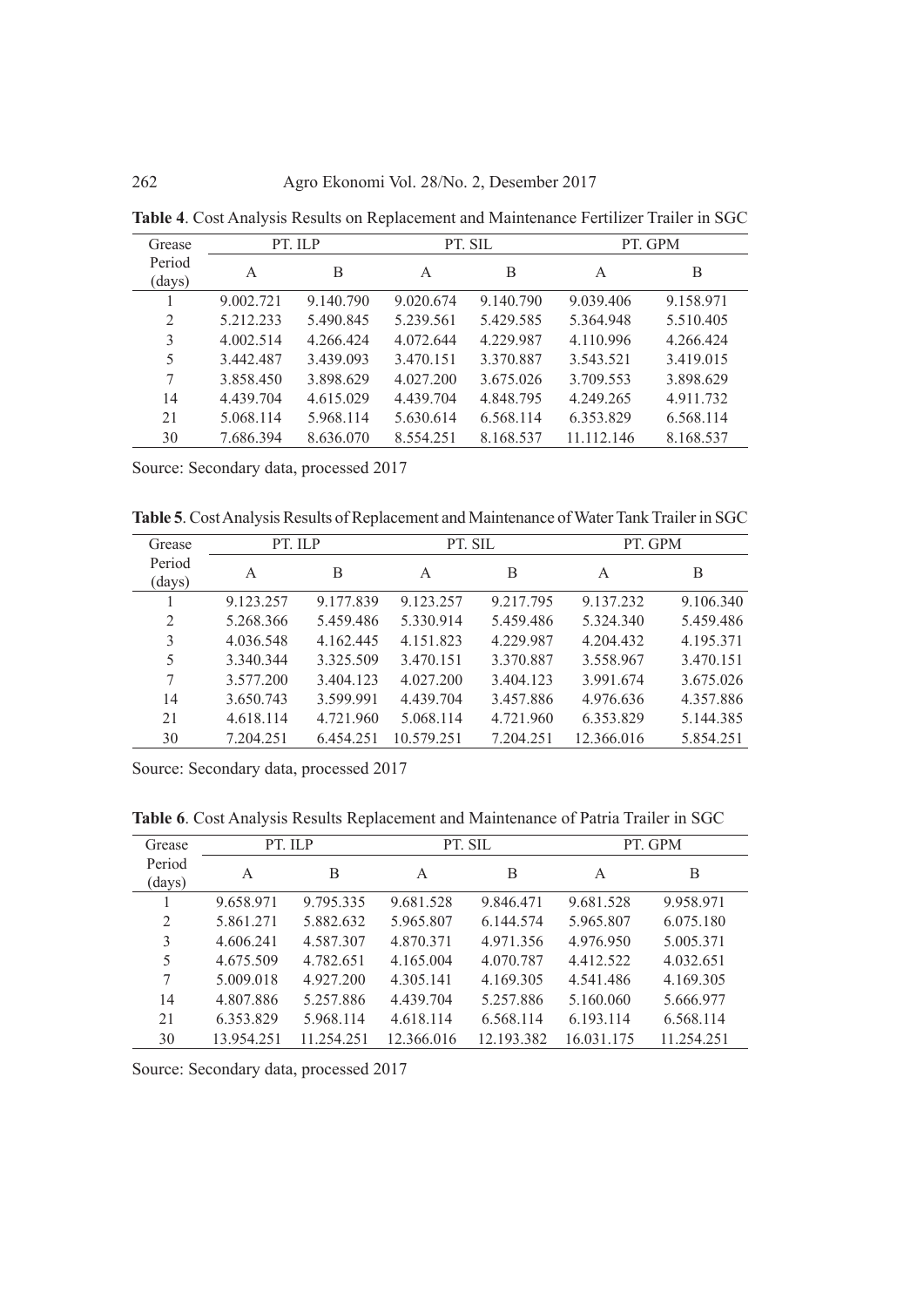**Table 4**. Cost Analysis Results on Replacement and Maintenance Fertilizer Trailer in SGC

| Grease Period (days) | PT. ILP | | PT. SIL | | PT. GPM | |
|---|---|---|---|---|---|---|
| | A | B | A | B | A | B |
| 1 | 9.002.721 | 9.140.790 | 9.020.674 | 9.140.790 | 9.039.406 | 9.158.971 |
| 2 | 5.212.233 | 5.490.845 | 5.239.561 | 5.429.585 | 5.364.948 | 5.510.405 |
| 3 | 4.002.514 | 4.266.424 | 4.072.644 | 4.229.987 | 4.110.996 | 4.266.424 |
| 5 | 3.442.487 | 3.439.093 | 3.470.151 | 3.370.887 | 3.543.521 | 3.419.015 |
| 7 | 3.858.450 | 3.898.629 | 4.027.200 | 3.675.026 | 3.709.553 | 3.898.629 |
| 14 | 4.439.704 | 4.615.029 | 4.439.704 | 4.848.795 | 4.249.265 | 4.911.732 |
| 21 | 5.068.114 | 5.968.114 | 5.630.614 | 6.568.114 | 6.353.829 | 6.568.114 |
| 30 | 7.686.394 | 8.636.070 | 8.554.251 | 8.168.537 | 11.112.146 | 8.168.537 |

Source: Secondary data, processed 2017

**Table 5**. Cost Analysis Results of Replacement and Maintenance of Water Tank Trailer in SGC

| Grease Period (days) | PT. ILP | | PT. SIL | | PT. GPM | |
|---|---|---|---|---|---|---|
| | A | B | A | B | A | B |
| 1 | 9.123.257 | 9.177.839 | 9.123.257 | 9.217.795 | 9.137.232 | 9.106.340 |
| 2 | 5.268.366 | 5.459.486 | 5.330.914 | 5.459.486 | 5.324.340 | 5.459.486 |
| 3 | 4.036.548 | 4.162.445 | 4.151.823 | 4.229.987 | 4.204.432 | 4.195.371 |
| 5 | 3.340.344 | 3.325.509 | 3.470.151 | 3.370.887 | 3.558.967 | 3.470.151 |
| 7 | 3.577.200 | 3.404.123 | 4.027.200 | 3.404.123 | 3.991.674 | 3.675.026 |
| 14 | 3.650.743 | 3.599.991 | 4.439.704 | 3.457.886 | 4.976.636 | 4.357.886 |
| 21 | 4.618.114 | 4.721.960 | 5.068.114 | 4.721.960 | 6.353.829 | 5.144.385 |
| 30 | 7.204.251 | 6.454.251 | 10.579.251 | 7.204.251 | 12.366.016 | 5.854.251 |

Source: Secondary data, processed 2017

**Table 6**. Cost Analysis Results Replacement and Maintenance of Patria Trailer in SGC

| Grease Period (days) | PT. ILP | | PT. SIL | | PT. GPM | |
|---|---|---|---|---|---|---|
| | A | B | A | B | A | B |
| 1 | 9.658.971 | 9.795.335 | 9.681.528 | 9.846.471 | 9.681.528 | 9.958.971 |
| 2 | 5.861.271 | 5.882.632 | 5.965.807 | 6.144.574 | 5.965.807 | 6.075.180 |
| 3 | 4.606.241 | 4.587.307 | 4.870.371 | 4.971.356 | 4.976.950 | 5.005.371 |
| 5 | 4.675.509 | 4.782.651 | 4.165.004 | 4.070.787 | 4.412.522 | 4.032.651 |
| 7 | 5.009.018 | 4.927.200 | 4.305.141 | 4.169.305 | 4.541.486 | 4.169.305 |
| 14 | 4.807.886 | 5.257.886 | 4.439.704 | 5.257.886 | 5.160.060 | 5.666.977 |
| 21 | 6.353.829 | 5.968.114 | 4.618.114 | 6.568.114 | 6.193.114 | 6.568.114 |
| 30 | 13.954.251 | 11.254.251 | 12.366.016 | 12.193.382 | 16.031.175 | 11.254.251 |

Source: Secondary data, processed 2017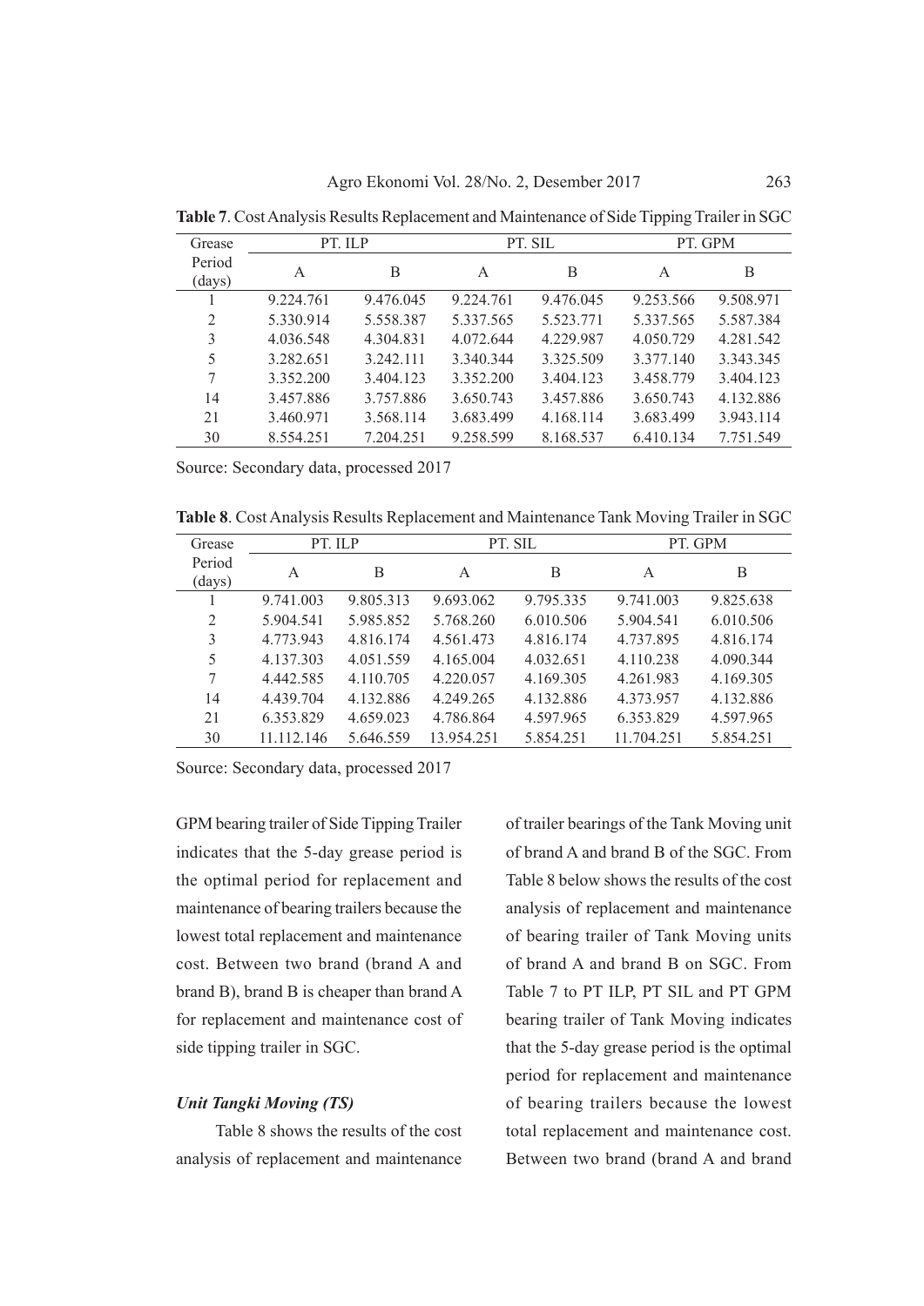**Table 7**. Cost Analysis Results Replacement and Maintenance of Side Tipping Trailer in SGC

| Grease Period (days) | PT. ILP | | PT. SIL | | PT. GPM | |
|---|---|---|---|---|---|---|
| | A | B | A | B | A | B |
| 1 | 9.224.761 | 9.476.045 | 9.224.761 | 9.476.045 | 9.253.566 | 9.508.971 |
| 2 | 5.330.914 | 5.558.387 | 5.337.565 | 5.523.771 | 5.337.565 | 5.587.384 |
| 3 | 4.036.548 | 4.304.831 | 4.072.644 | 4.229.987 | 4.050.729 | 4.281.542 |
| 5 | 3.282.651 | 3.242.111 | 3.340.344 | 3.325.509 | 3.377.140 | 3.343.345 |
| 7 | 3.352.200 | 3.404.123 | 3.352.200 | 3.404.123 | 3.458.779 | 3.404.123 |
| 14 | 3.457.886 | 3.757.886 | 3.650.743 | 3.457.886 | 3.650.743 | 4.132.886 |
| 21 | 3.460.971 | 3.568.114 | 3.683.499 | 4.168.114 | 3.683.499 | 3.943.114 |
| 30 | 8.554.251 | 7.204.251 | 9.258.599 | 8.168.537 | 6.410.134 | 7.751.549 |

Source: Secondary data, processed 2017

**Table 8**. Cost Analysis Results Replacement and Maintenance Tank Moving Trailer in SGC

| Grease Period (days) | PT. ILP | | PT. SIL | | PT. GPM | |
|---|---|---|---|---|---|---|
| | A | B | A | B | A | B |
| 1 | 9.741.003 | 9.805.313 | 9.693.062 | 9.795.335 | 9.741.003 | 9.825.638 |
| 2 | 5.904.541 | 5.985.852 | 5.768.260 | 6.010.506 | 5.904.541 | 6.010.506 |
| 3 | 4.773.943 | 4.816.174 | 4.561.473 | 4.816.174 | 4.737.895 | 4.816.174 |
| 5 | 4.137.303 | 4.051.559 | 4.165.004 | 4.032.651 | 4.110.238 | 4.090.344 |
| 7 | 4.442.585 | 4.110.705 | 4.220.057 | 4.169.305 | 4.261.983 | 4.169.305 |
| 14 | 4.439.704 | 4.132.886 | 4.249.265 | 4.132.886 | 4.373.957 | 4.132.886 |
| 21 | 6.353.829 | 4.659.023 | 4.786.864 | 4.597.965 | 6.353.829 | 4.597.965 |
| 30 | 11.112.146 | 5.646.559 | 13.954.251 | 5.854.251 | 11.704.251 | 5.854.251 |

Source: Secondary data, processed 2017

GPM bearing trailer of Side Tipping Trailer indicates that the 5-day grease period is the optimal period for replacement and maintenance of bearing trailers because the lowest total replacement and maintenance cost. Between two brand (brand A and brand B), brand B is cheaper than brand A for replacement and maintenance cost of side tipping trailer in SGC.

### *Unit Tangki Moving (TS)*

Table 8 shows the results of the cost analysis of replacement and maintenance of trailer bearings of the Tank Moving unit of brand A and brand B of the SGC. From Table 8 below shows the results of the cost analysis of replacement and maintenance of bearing trailer of Tank Moving units of brand A and brand B on SGC. From Table 7 to PT ILP, PT SIL and PT GPM bearing trailer of Tank Moving indicates that the 5-day grease period is the optimal period for replacement and maintenance of bearing trailers because the lowest total replacement and maintenance cost. Between two brand (brand A and brand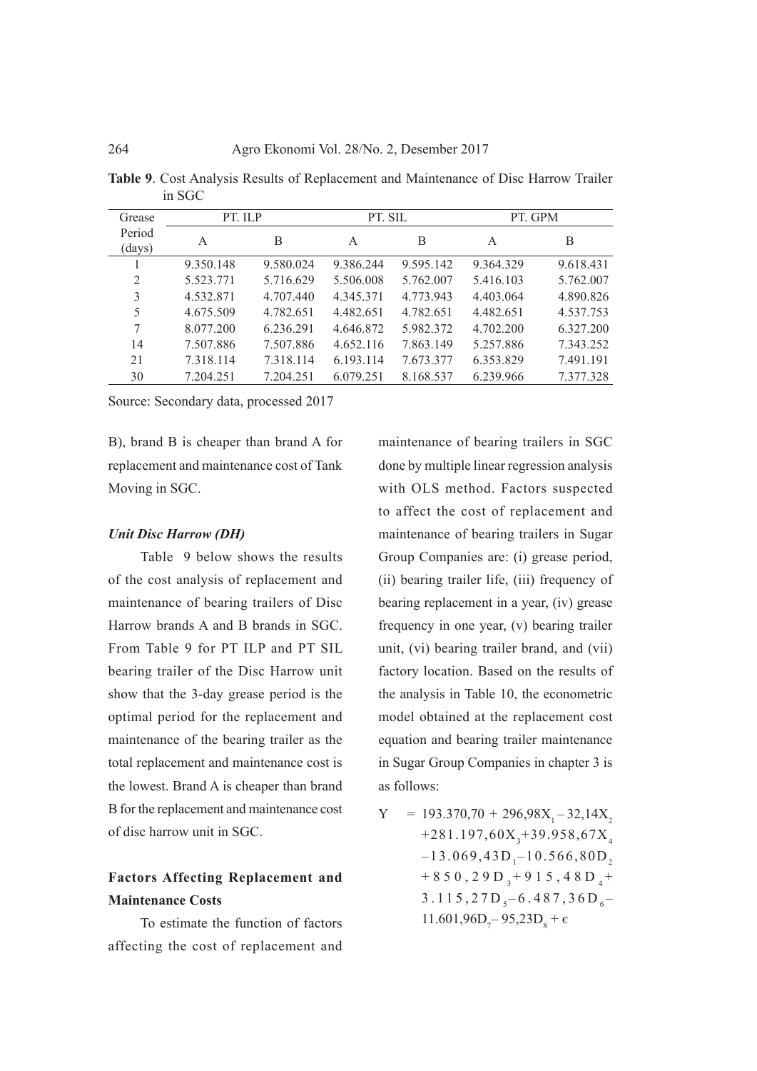**Table 9**. Cost Analysis Results of Replacement and Maintenance of Disc Harrow Trailer in SGC

| Grease Period (days) | PT. ILP | | PT. SIL | | PT. GPM | |
|---|---|---|---|---|---|---|
| | A | B | A | B | A | B |
| 1 | 9.350.148 | 9.580.024 | 9.386.244 | 9.595.142 | 9.364.329 | 9.618.431 |
| 2 | 5.523.771 | 5.716.629 | 5.506.008 | 5.762.007 | 5.416.103 | 5.762.007 |
| 3 | 4.532.871 | 4.707.440 | 4.345.371 | 4.773.943 | 4.403.064 | 4.890.826 |
| 5 | 4.675.509 | 4.782.651 | 4.482.651 | 4.782.651 | 4.482.651 | 4.537.753 |
| 7 | 8.077.200 | 6.236.291 | 4.646.872 | 5.982.372 | 4.702.200 | 6.327.200 |
| 14 | 7.507.886 | 7.507.886 | 4.652.116 | 7.863.149 | 5.257.886 | 7.343.252 |
| 21 | 7.318.114 | 7.318.114 | 6.193.114 | 7.673.377 | 6.353.829 | 7.491.191 |
| 30 | 7.204.251 | 7.204.251 | 6.079.251 | 8.168.537 | 6.239.966 | 7.377.328 |

Source: Secondary data, processed 2017

B), brand B is cheaper than brand A for replacement and maintenance cost of Tank Moving in SGC.

### *Unit Disc Harrow (DH)*

Table 9 below shows the results of the cost analysis of replacement and maintenance of bearing trailers of Disc Harrow brands A and B brands in SGC. From Table 9 for PT ILP and PT SIL bearing trailer of the Disc Harrow unit show that the 3-day grease period is the optimal period for the replacement and maintenance of the bearing trailer as the total replacement and maintenance cost is the lowest. Brand A is cheaper than brand B for the replacement and maintenance cost of disc harrow unit in SGC.

## Factors Affecting Replacement and Maintenance Costs

To estimate the function of factors affecting the cost of replacement and maintenance of bearing trailers in SGC done by multiple linear regression analysis with OLS method. Factors suspected to affect the cost of replacement and maintenance of bearing trailers in Sugar Group Companies are: (i) grease period, (ii) bearing trailer life, (iii) frequency of bearing replacement in a year, (iv) grease frequency in one year, (v) bearing trailer unit, (vi) bearing trailer brand, and (vii) factory location. Based on the results of the analysis in Table 10, the econometric model obtained at the replacement cost equation and bearing trailer maintenance in Sugar Group Companies in chapter 3 is as follows:

$$Y = 193.370{,}70 + 296{,}98X_1 - 32{,}14X_2 + 281.197{,}60X_3 + 39.958{,}67X_4 - 13.069{,}43D_1 - 10.566{,}80D_2 + 850{,}29D_3 + 915{,}48D_4 + 3.115{,}27D_5 - 6.487{,}36D_6 - 11.601{,}96D_7 - 95{,}23D_8 + \epsilon$$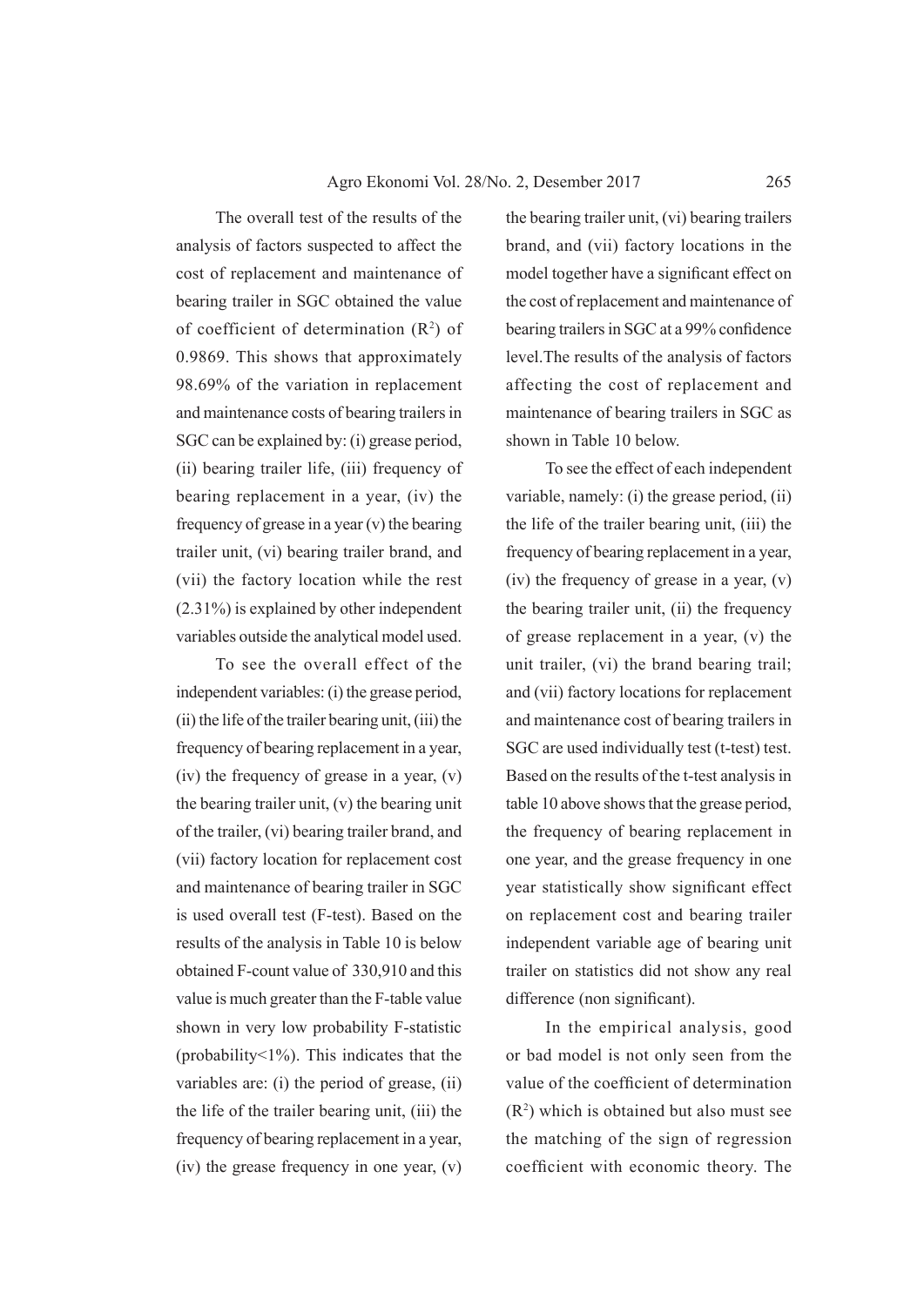The overall test of the results of the analysis of factors suspected to affect the cost of replacement and maintenance of bearing trailer in SGC obtained the value of coefficient of determination ($R^2$) of 0.9869. This shows that approximately 98.69% of the variation in replacement and maintenance costs of bearing trailers in SGC can be explained by: (i) grease period, (ii) bearing trailer life, (iii) frequency of bearing replacement in a year, (iv) the frequency of grease in a year (v) the bearing trailer unit, (vi) bearing trailer brand, and (vii) the factory location while the rest (2.31%) is explained by other independent variables outside the analytical model used.

To see the overall effect of the independent variables: (i) the grease period, (ii) the life of the trailer bearing unit, (iii) the frequency of bearing replacement in a year, (iv) the frequency of grease in a year, (v) the bearing trailer unit, (v) the bearing unit of the trailer, (vi) bearing trailer brand, and (vii) factory location for replacement cost and maintenance of bearing trailer in SGC is used overall test (F-test). Based on the results of the analysis in Table 10 is below obtained F-count value of 330,910 and this value is much greater than the F-table value shown in very low probability F-statistic (probability<1%). This indicates that the variables are: (i) the period of grease, (ii) the life of the trailer bearing unit, (iii) the frequency of bearing replacement in a year, (iv) the grease frequency in one year, (v) the bearing trailer unit, (vi) bearing trailers brand, and (vii) factory locations in the model together have a significant effect on the cost of replacement and maintenance of bearing trailers in SGC at a 99% confidence level.The results of the analysis of factors affecting the cost of replacement and maintenance of bearing trailers in SGC as shown in Table 10 below.

To see the effect of each independent variable, namely: (i) the grease period, (ii) the life of the trailer bearing unit, (iii) the frequency of bearing replacement in a year, (iv) the frequency of grease in a year, (v) the bearing trailer unit, (ii) the frequency of grease replacement in a year, (v) the unit trailer, (vi) the brand bearing trail; and (vii) factory locations for replacement and maintenance cost of bearing trailers in SGC are used individually test (t-test) test. Based on the results of the t-test analysis in table 10 above shows that the grease period, the frequency of bearing replacement in one year, and the grease frequency in one year statistically show significant effect on replacement cost and bearing trailer independent variable age of bearing unit trailer on statistics did not show any real difference (non significant).

In the empirical analysis, good or bad model is not only seen from the value of the coefficient of determination ($R^2$) which is obtained but also must see the matching of the sign of regression coefficient with economic theory. The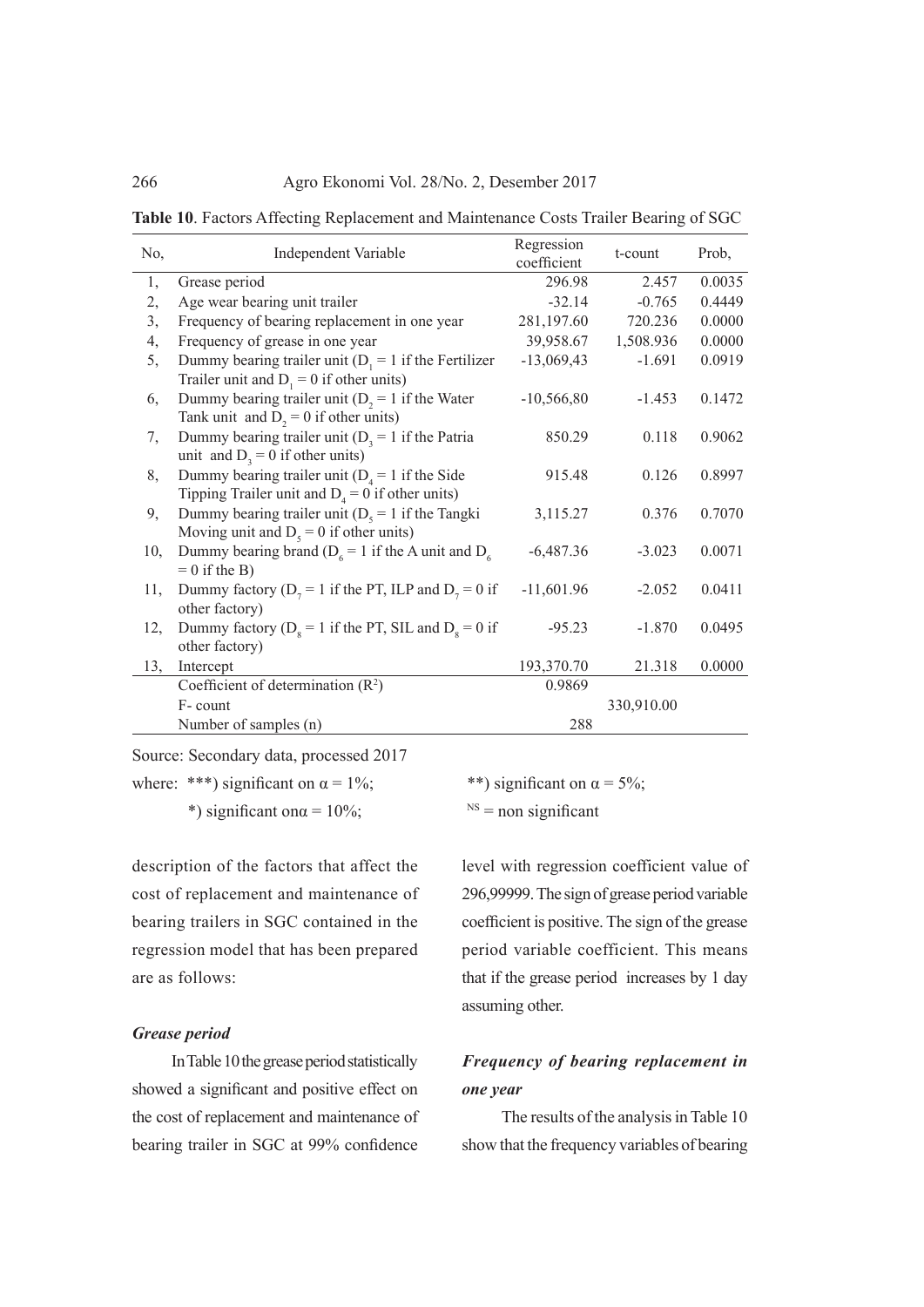**Table 10**. Factors Affecting Replacement and Maintenance Costs Trailer Bearing of SGC

| No, | Independent Variable | Regression coefficient | t-count | Prob, |
|---|---|---|---|---|
| 1, | Grease period | 296.98 | 2.457 | 0.0035 |
| 2, | Age wear bearing unit trailer | -32.14 | -0.765 | 0.4449 |
| 3, | Frequency of bearing replacement in one year | 281,197.60 | 720.236 | 0.0000 |
| 4, | Frequency of grease in one year | 39,958.67 | 1,508.936 | 0.0000 |
| 5, | Dummy bearing trailer unit ($D_1 = 1$ if the Fertilizer Trailer unit and $D_1 = 0$ if other units) | -13,069,43 | -1.691 | 0.0919 |
| 6, | Dummy bearing trailer unit ($D_2 = 1$ if the Water Tank unit and $D_2 = 0$ if other units) | -10,566,80 | -1.453 | 0.1472 |
| 7, | Dummy bearing trailer unit ($D_3 = 1$ if the Patria unit and $D_3 = 0$ if other units) | 850.29 | 0.118 | 0.9062 |
| 8, | Dummy bearing trailer unit ($D_4 = 1$ if the Side Tipping Trailer unit and $D_4 = 0$ if other units) | 915.48 | 0.126 | 0.8997 |
| 9, | Dummy bearing trailer unit ($D_5 = 1$ if the Tangki Moving unit and $D_5 = 0$ if other units) | 3,115.27 | 0.376 | 0.7070 |
| 10, | Dummy bearing brand ($D_6 = 1$ if the A unit and $D_6 = 0$ if the B) | -6,487.36 | -3.023 | 0.0071 |
| 11, | Dummy factory ($D_7 = 1$ if the PT, ILP and $D_7 = 0$ if other factory) | -11,601.96 | -2.052 | 0.0411 |
| 12, | Dummy factory ($D_8 = 1$ if the PT, SIL and $D_8 = 0$ if other factory) | -95.23 | -1.870 | 0.0495 |
| 13, | Intercept | 193,370.70 | 21.318 | 0.0000 |
| | Coefficient of determination ($R^2$) | 0.9869 | | |
| | F- count | | 330,910.00 | |
| | Number of samples (n) | 288 | | |

Source: Secondary data, processed 2017

where: ***) significant on $\alpha = 1\%$; **) significant on $\alpha = 5\%$;
*) significant on $\alpha = 10\%$; NS = non significant

description of the factors that affect the cost of replacement and maintenance of bearing trailers in SGC contained in the regression model that has been prepared are as follows:

### *Grease period*

In Table 10 the grease period statistically showed a significant and positive effect on the cost of replacement and maintenance of bearing trailer in SGC at 99% confidence level with regression coefficient value of 296,99999. The sign of grease period variable coefficient is positive. The sign of the grease period variable coefficient. This means that if the grease period increases by 1 day assuming other.

### *Frequency of bearing replacement in one year*

The results of the analysis in Table 10 show that the frequency variables of bearing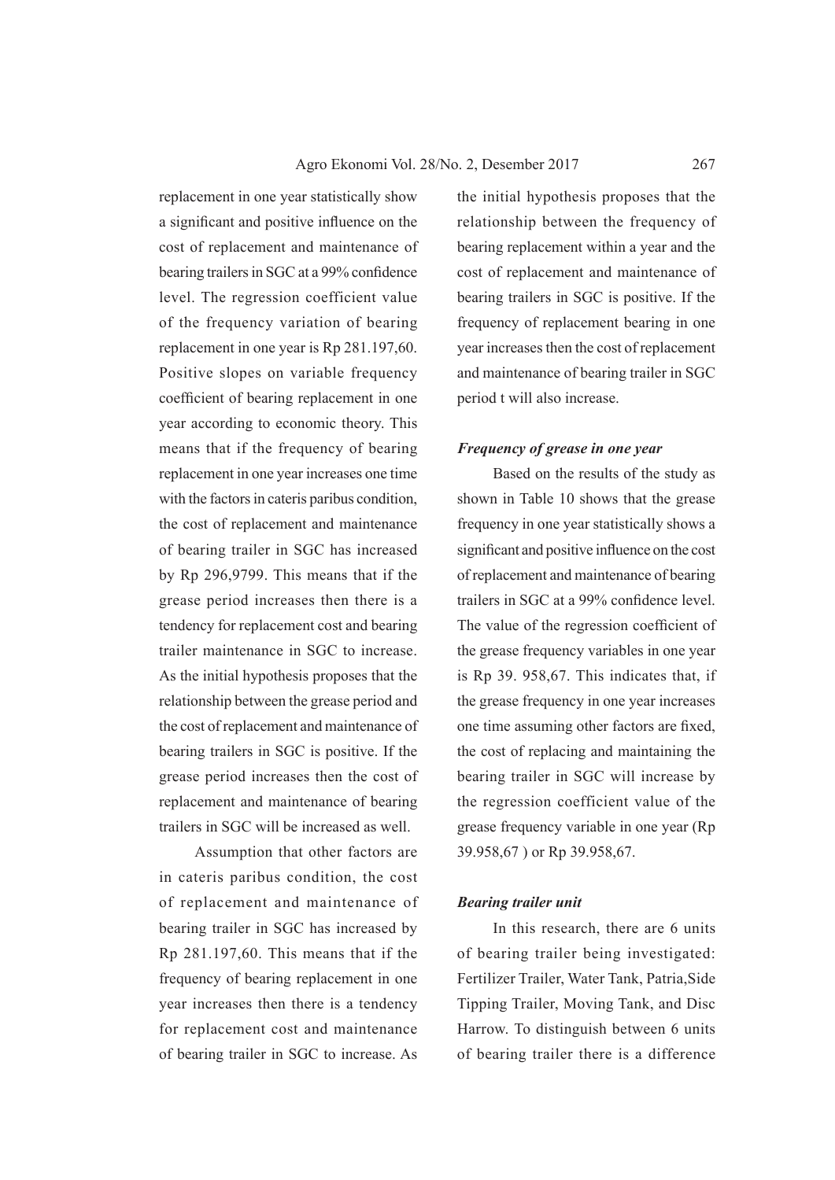replacement in one year statistically show a significant and positive influence on the cost of replacement and maintenance of bearing trailers in SGC at a 99% confidence level. The regression coefficient value of the frequency variation of bearing replacement in one year is Rp 281.197,60. Positive slopes on variable frequency coefficient of bearing replacement in one year according to economic theory. This means that if the frequency of bearing replacement in one year increases one time with the factors in cateris paribus condition, the cost of replacement and maintenance of bearing trailer in SGC has increased by Rp 296,9799. This means that if the grease period increases then there is a tendency for replacement cost and bearing trailer maintenance in SGC to increase. As the initial hypothesis proposes that the relationship between the grease period and the cost of replacement and maintenance of bearing trailers in SGC is positive. If the grease period increases then the cost of replacement and maintenance of bearing trailers in SGC will be increased as well.

Assumption that other factors are in cateris paribus condition, the cost of replacement and maintenance of bearing trailer in SGC has increased by Rp 281.197,60. This means that if the frequency of bearing replacement in one year increases then there is a tendency for replacement cost and maintenance of bearing trailer in SGC to increase. As the initial hypothesis proposes that the relationship between the frequency of bearing replacement within a year and the cost of replacement and maintenance of bearing trailers in SGC is positive. If the frequency of replacement bearing in one year increases then the cost of replacement and maintenance of bearing trailer in SGC period t will also increase.

***Frequency of grease in one year***

Based on the results of the study as shown in Table 10 shows that the grease frequency in one year statistically shows a significant and positive influence on the cost of replacement and maintenance of bearing trailers in SGC at a 99% confidence level. The value of the regression coefficient of the grease frequency variables in one year is Rp 39. 958,67. This indicates that, if the grease frequency in one year increases one time assuming other factors are fixed, the cost of replacing and maintaining the bearing trailer in SGC will increase by the regression coefficient value of the grease frequency variable in one year (Rp 39.958,67 ) or Rp 39.958,67.

***Bearing trailer unit***

In this research, there are 6 units of bearing trailer being investigated: Fertilizer Trailer, Water Tank, Patria,Side Tipping Trailer, Moving Tank, and Disc Harrow. To distinguish between 6 units of bearing trailer there is a difference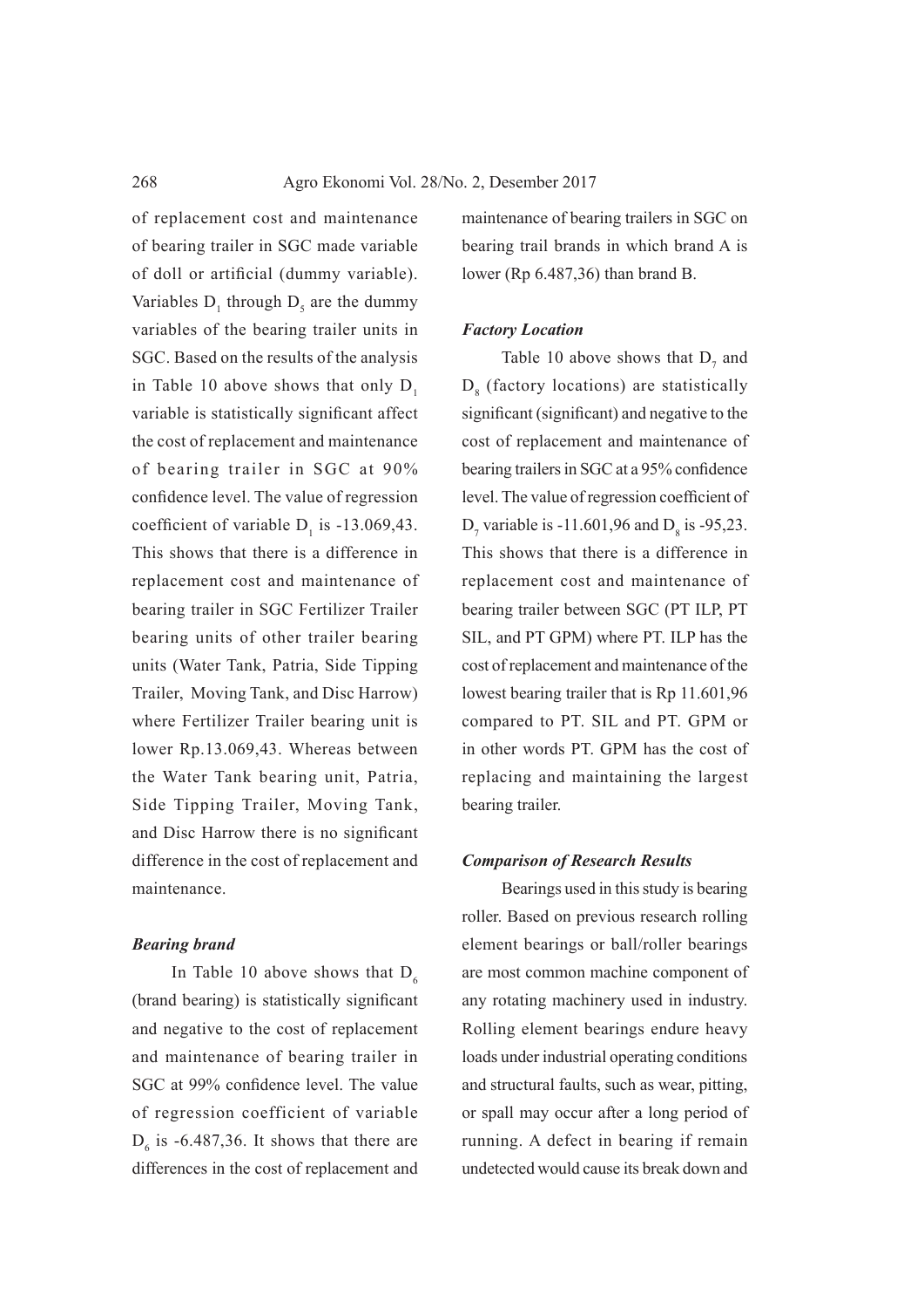of replacement cost and maintenance of bearing trailer in SGC made variable of doll or artificial (dummy variable). Variables $D_1$ through $D_5$ are the dummy variables of the bearing trailer units in SGC. Based on the results of the analysis in Table 10 above shows that only $D_1$ variable is statistically significant affect the cost of replacement and maintenance of bearing trailer in SGC at 90% confidence level. The value of regression coefficient of variable $D_1$ is -13.069,43. This shows that there is a difference in replacement cost and maintenance of bearing trailer in SGC Fertilizer Trailer bearing units of other trailer bearing units (Water Tank, Patria, Side Tipping Trailer, Moving Tank, and Disc Harrow) where Fertilizer Trailer bearing unit is lower Rp.13.069,43. Whereas between the Water Tank bearing unit, Patria, Side Tipping Trailer, Moving Tank, and Disc Harrow there is no significant difference in the cost of replacement and maintenance.

### *Bearing brand*

In Table 10 above shows that $D_6$ (brand bearing) is statistically significant and negative to the cost of replacement and maintenance of bearing trailer in SGC at 99% confidence level. The value of regression coefficient of variable $D_6$ is -6.487,36. It shows that there are differences in the cost of replacement and maintenance of bearing trailers in SGC on bearing trail brands in which brand A is lower (Rp 6.487,36) than brand B.

### *Factory Location*

Table 10 above shows that $D_7$ and $D_8$ (factory locations) are statistically significant (significant) and negative to the cost of replacement and maintenance of bearing trailers in SGC at a 95% confidence level. The value of regression coefficient of $D_7$ variable is -11.601,96 and $D_8$ is -95,23. This shows that there is a difference in replacement cost and maintenance of bearing trailer between SGC (PT ILP, PT SIL, and PT GPM) where PT. ILP has the cost of replacement and maintenance of the lowest bearing trailer that is Rp 11.601,96 compared to PT. SIL and PT. GPM or in other words PT. GPM has the cost of replacing and maintaining the largest bearing trailer.

### *Comparison of Research Results*

Bearings used in this study is bearing roller. Based on previous research rolling element bearings or ball/roller bearings are most common machine component of any rotating machinery used in industry. Rolling element bearings endure heavy loads under industrial operating conditions and structural faults, such as wear, pitting, or spall may occur after a long period of running. A defect in bearing if remain undetected would cause its break down and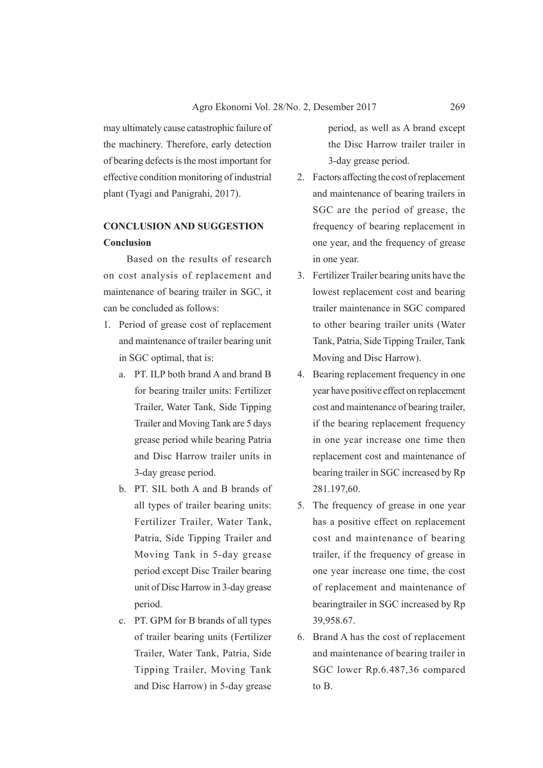may ultimately cause catastrophic failure of the machinery. Therefore, early detection of bearing defects is the most important for effective condition monitoring of industrial plant (Tyagi and Panigrahi, 2017).

## CONCLUSION AND SUGGESTION

### Conclusion

Based on the results of research on cost analysis of replacement and maintenance of bearing trailer in SGC, it can be concluded as follows:

1. Period of grease cost of replacement and maintenance of trailer bearing unit in SGC optimal, that is:
   a. PT. ILP both brand A and brand B for bearing trailer units: Fertilizer Trailer, Water Tank, Side Tipping Trailer and Moving Tank are 5 days grease period while bearing Patria and Disc Harrow trailer units in 3-day grease period.
   b. PT. SIL both A and B brands of all types of trailer bearing units: Fertilizer Trailer, Water Tank, Patria, Side Tipping Trailer and Moving Tank in 5-day grease period except Disc Trailer bearing unit of Disc Harrow in 3-day grease period.
   c. PT. GPM for B brands of all types of trailer bearing units (Fertilizer Trailer, Water Tank, Patria, Side Tipping Trailer, Moving Tank and Disc Harrow) in 5-day grease period, as well as A brand except the Disc Harrow trailer trailer in 3-day grease period.
2. Factors affecting the cost of replacement and maintenance of bearing trailers in SGC are the period of grease, the frequency of bearing replacement in one year, and the frequency of grease in one year.
3. Fertilizer Trailer bearing units have the lowest replacement cost and bearing trailer maintenance in SGC compared to other bearing trailer units (Water Tank, Patria, Side Tipping Trailer, Tank Moving and Disc Harrow).
4. Bearing replacement frequency in one year have positive effect on replacement cost and maintenance of bearing trailer, if the bearing replacement frequency in one year increase one time then replacement cost and maintenance of bearing trailer in SGC increased by Rp 281.197,60.
5. The frequency of grease in one year has a positive effect on replacement cost and maintenance of bearing trailer, if the frequency of grease in one year increase one time, the cost of replacement and maintenance of bearingtrailer in SGC increased by Rp 39,958.67.
6. Brand A has the cost of replacement and maintenance of bearing trailer in SGC lower Rp.6.487,36 compared to B.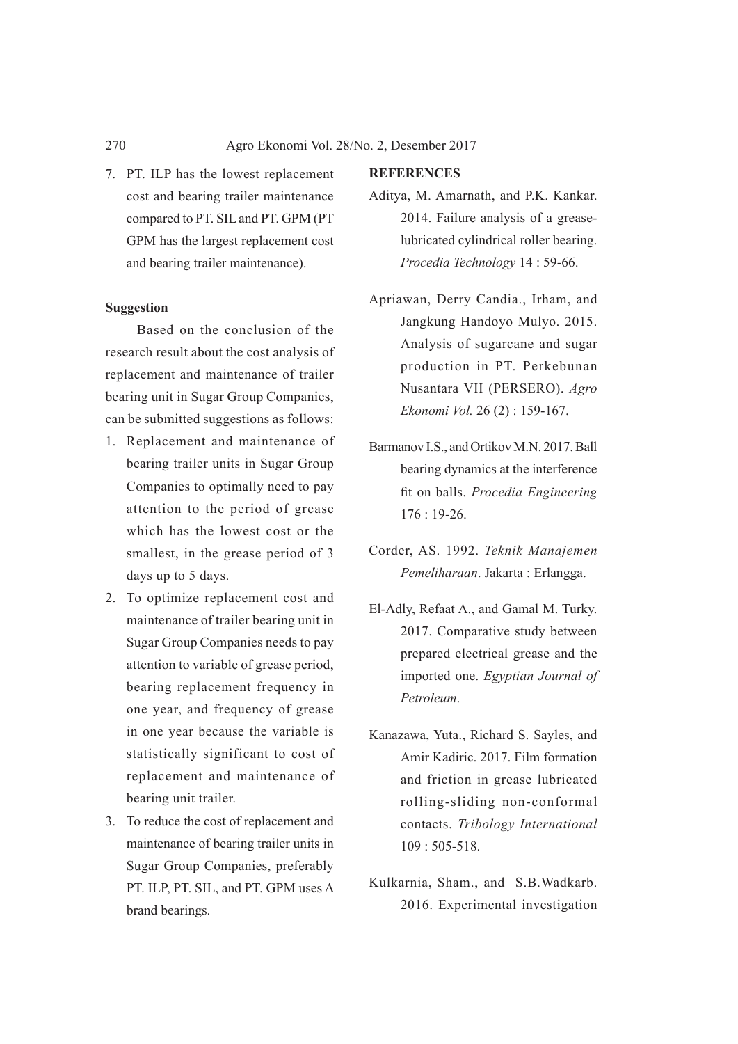7. PT. ILP has the lowest replacement cost and bearing trailer maintenance compared to PT. SIL and PT. GPM (PT GPM has the largest replacement cost and bearing trailer maintenance).

**Suggestion**

Based on the conclusion of the research result about the cost analysis of replacement and maintenance of trailer bearing unit in Sugar Group Companies, can be submitted suggestions as follows:

1. Replacement and maintenance of bearing trailer units in Sugar Group Companies to optimally need to pay attention to the period of grease which has the lowest cost or the smallest, in the grease period of 3 days up to 5 days.
2. To optimize replacement cost and maintenance of trailer bearing unit in Sugar Group Companies needs to pay attention to variable of grease period, bearing replacement frequency in one year, and frequency of grease in one year because the variable is statistically significant to cost of replacement and maintenance of bearing unit trailer.
3. To reduce the cost of replacement and maintenance of bearing trailer units in Sugar Group Companies, preferably PT. ILP, PT. SIL, and PT. GPM uses A brand bearings.

**REFERENCES**

Aditya, M. Amarnath, and P.K. Kankar. 2014. Failure analysis of a grease-lubricated cylindrical roller bearing. *Procedia Technology* 14 : 59-66.

Apriawan, Derry Candia., Irham, and Jangkung Handoyo Mulyo. 2015. Analysis of sugarcane and sugar production in PT. Perkebunan Nusantara VII (PERSERO). *Agro Ekonomi Vol.* 26 (2) : 159-167.

Barmanov I.S., and Ortikov M.N. 2017. Ball bearing dynamics at the interference fit on balls. *Procedia Engineering* 176 : 19-26.

Corder, AS. 1992. *Teknik Manajemen Pemeliharaan*. Jakarta : Erlangga.

El-Adly, Refaat A., and Gamal M. Turky. 2017. Comparative study between prepared electrical grease and the imported one. *Egyptian Journal of Petroleum*.

Kanazawa, Yuta., Richard S. Sayles, and Amir Kadiric. 2017. Film formation and friction in grease lubricated rolling-sliding non-conformal contacts. *Tribology International* 109 : 505-518.

Kulkarnia, Sham., and S.B.Wadkarb. 2016. Experimental investigation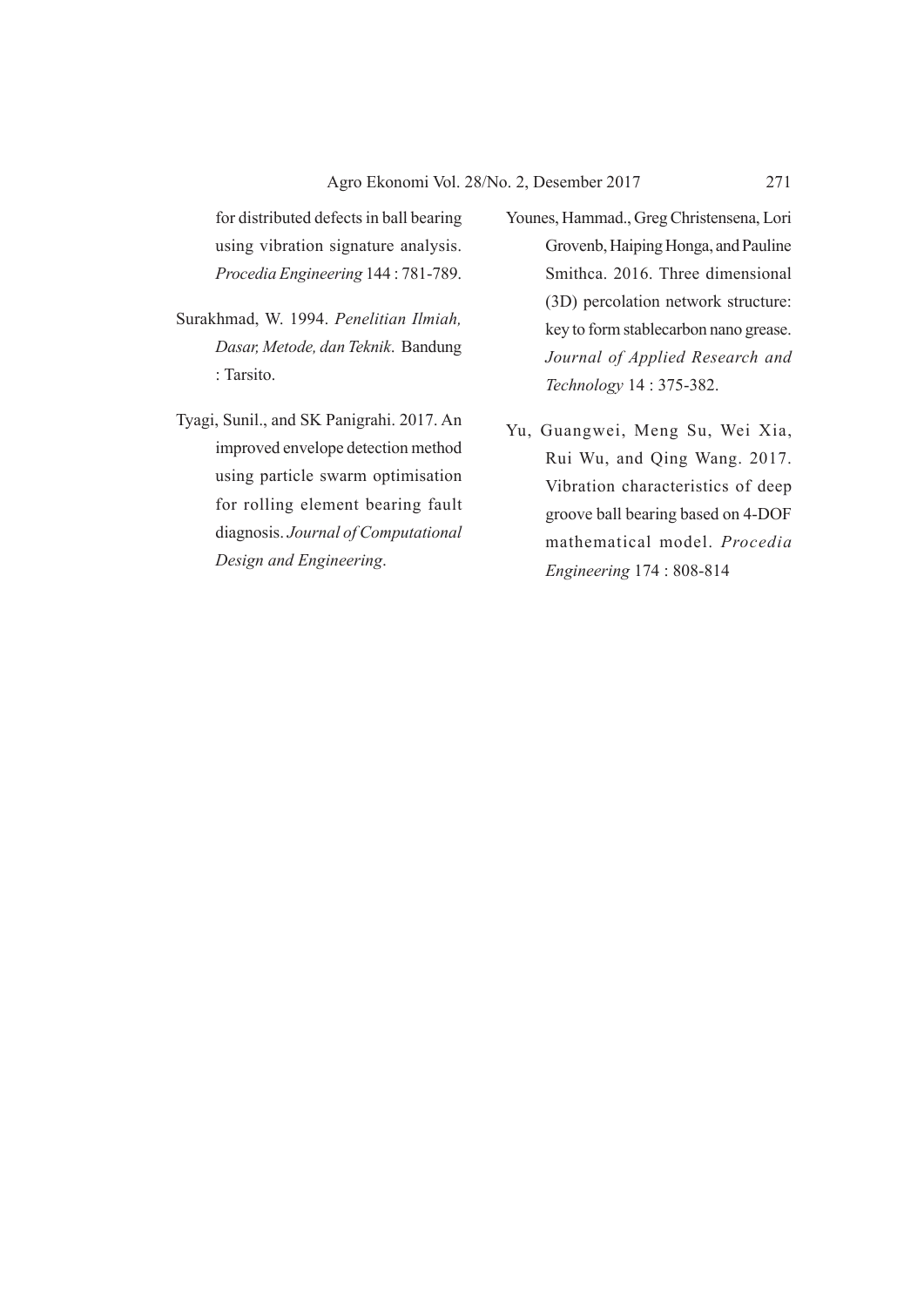for distributed defects in ball bearing using vibration signature analysis. *Procedia Engineering* 144 : 781-789.

Surakhmad, W. 1994. *Penelitian Ilmiah, Dasar, Metode, dan Teknik*. Bandung : Tarsito.

Tyagi, Sunil., and SK Panigrahi. 2017. An improved envelope detection method using particle swarm optimisation for rolling element bearing fault diagnosis. *Journal of Computational Design and Engineering*.

Younes, Hammad., Greg Christensena, Lori Grovenb, Haiping Honga, and Pauline Smithca. 2016. Three dimensional (3D) percolation network structure: key to form stablecarbon nano grease. *Journal of Applied Research and Technology* 14 : 375-382.

Yu, Guangwei, Meng Su, Wei Xia, Rui Wu, and Qing Wang. 2017. Vibration characteristics of deep groove ball bearing based on 4-DOF mathematical model. *Procedia Engineering* 174 : 808-814